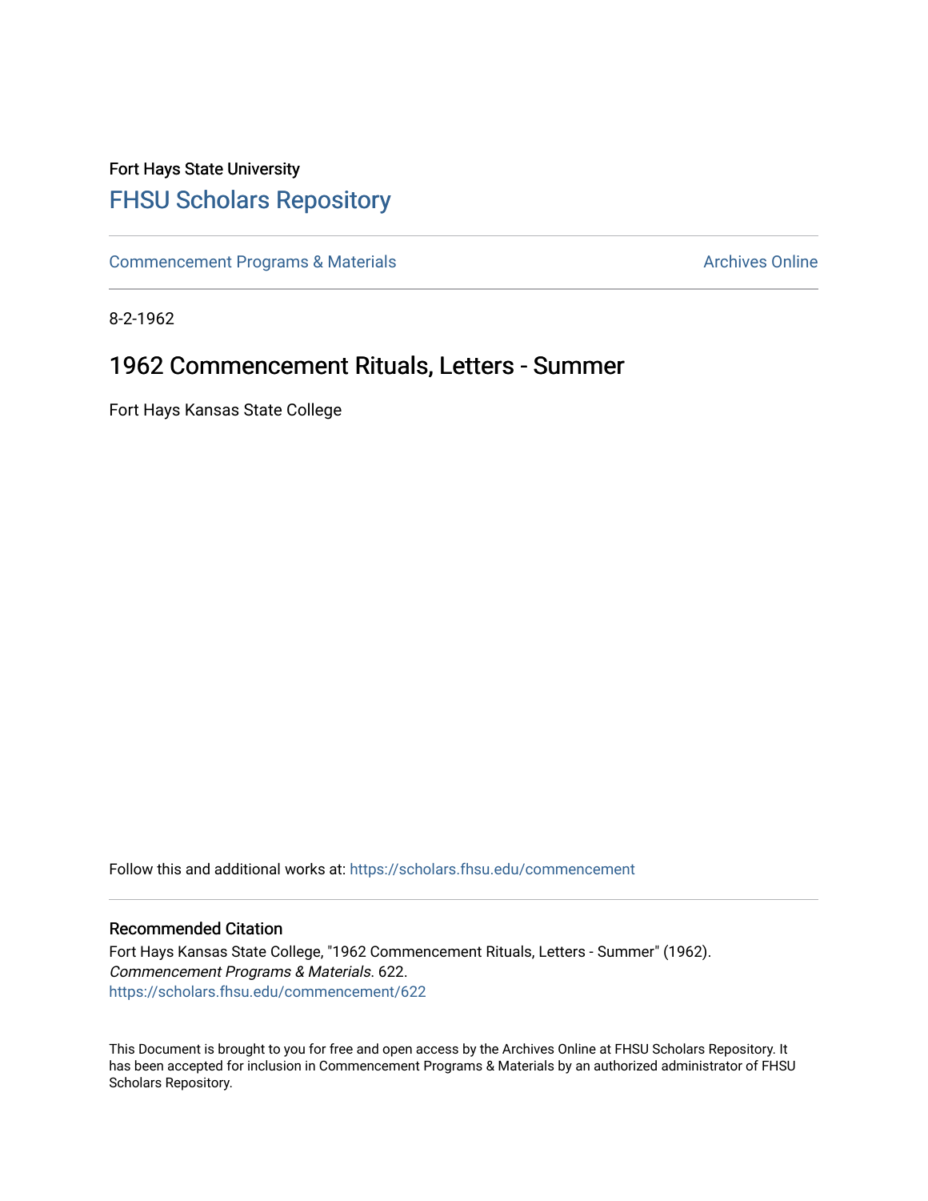Fort Hays State University

# FHSU Scholars Repository

Commencement Programs & Materials | Archives Online

8-2-1962

## 1962 Commencement Rituals, Letters - Summer

Fort Hays Kansas State College

Follow this and additional works at: https://scholars.fhsu.edu/commencement

### Recommended Citation

Fort Hays Kansas State College, "1962 Commencement Rituals, Letters - Summer" (1962). *Commencement Programs & Materials*. 622.
https://scholars.fhsu.edu/commencement/622

This Document is brought to you for free and open access by the Archives Online at FHSU Scholars Repository. It has been accepted for inclusion in Commencement Programs & Materials by an authorized administrator of FHSU Scholars Repository.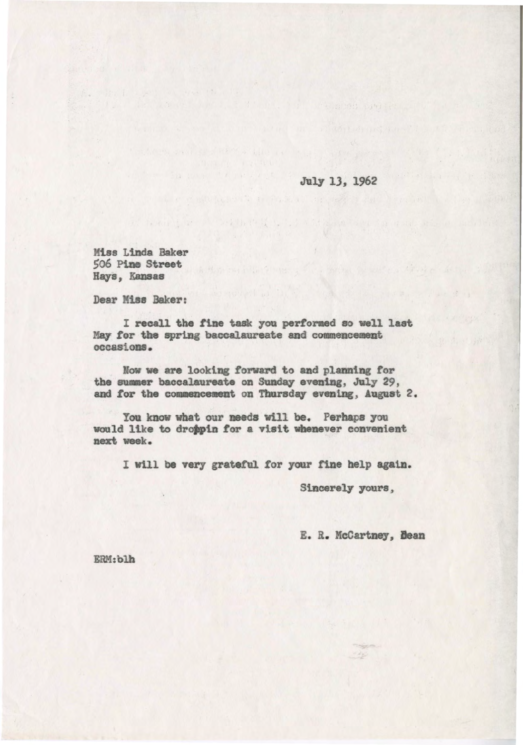July 13, 1962

Miss Linda Baker
506 Pine Street
Hays, Kansas

Dear Miss Baker:

I recall the fine task you performed so well last May for the spring baccalaureate and commencement occasions.

Now we are looking forward to and planning for the summer baccalaureate on Sunday evening, July 29, and for the commencement on Thursday evening, August 2.

You know what our needs will be. Perhaps you would like to droppin for a visit whenever convenient next week.

I will be very grateful for your fine help again.

Sincerely yours,

E. R. McCartney, Dean

ERM:blh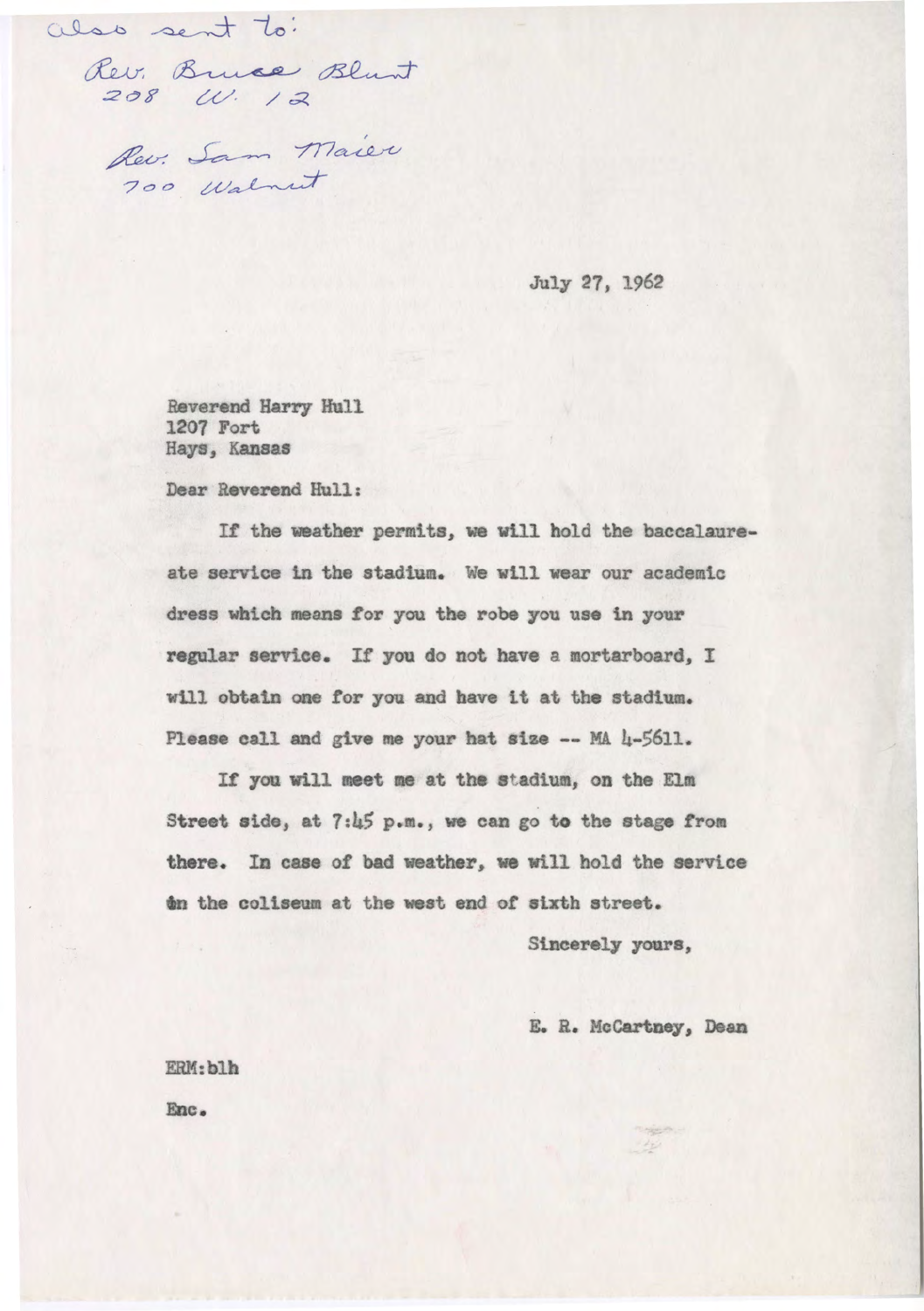also sent to:

Rev. Bruce Blunt
208 W. 12

Rev. Sam Maier
700 Walnut

July 27, 1962

Reverend Harry Hull
1207 Fort
Hays, Kansas

Dear Reverend Hull:

If the weather permits, we will hold the baccalaureate service in the stadium. We will wear our academic dress which means for you the robe you use in your regular service. If you do not have a mortarboard, I will obtain one for you and have it at the stadium. Please call and give me your hat size -- MA 4-5611.

If you will meet me at the stadium, on the Elm Street side, at 7:45 p.m., we can go to the stage from there. In case of bad weather, we will hold the service in the coliseum at the west end of sixth street.

Sincerely yours,

E. R. McCartney, Dean

ERM:blh

Enc.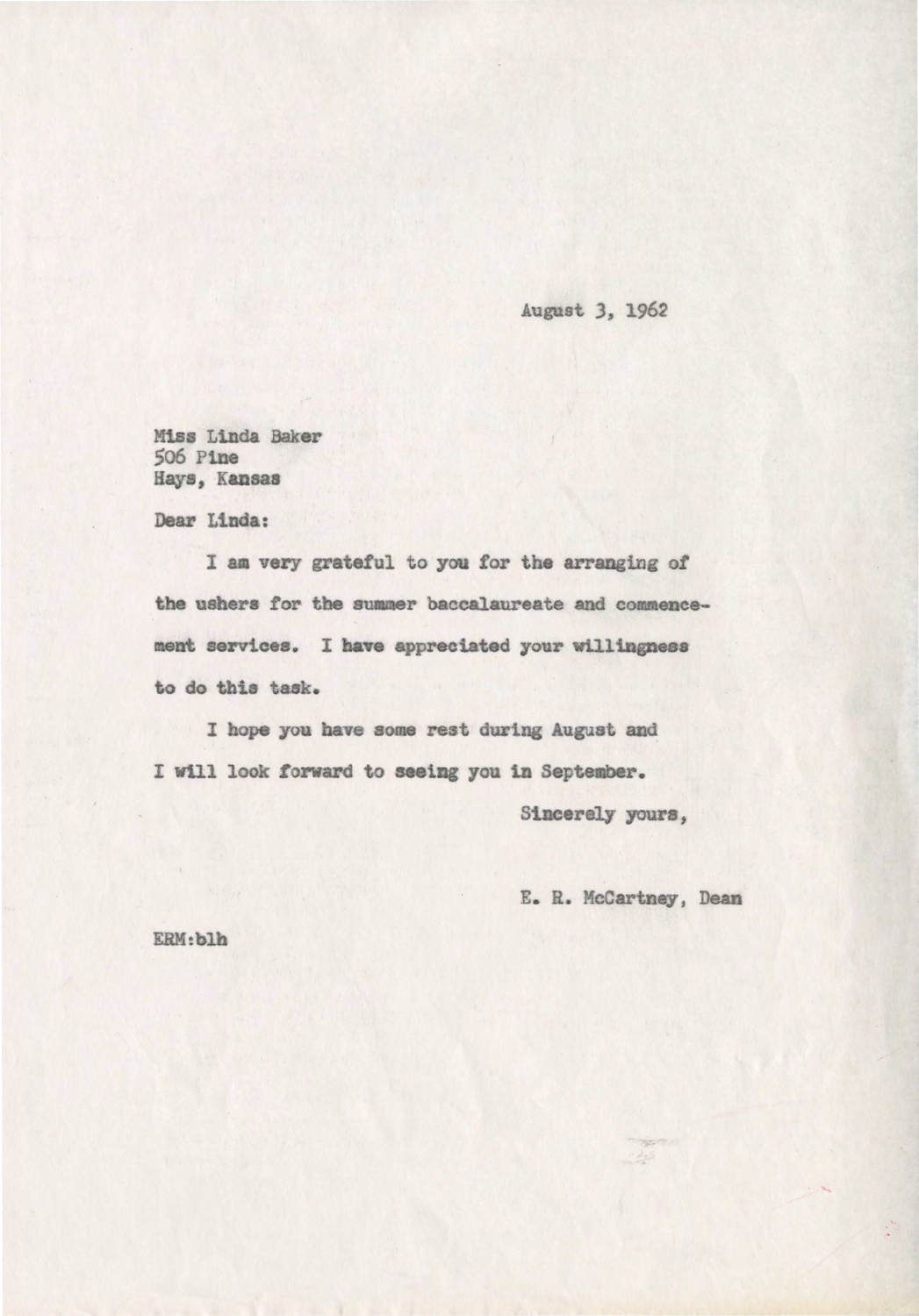August 3, 1962

Miss Linda Baker
506 Pine
Hays, Kansas

Dear Linda:

I am very grateful to you for the arranging of the ushers for the summer baccalaureate and commencement services. I have appreciated your willingness to do this task.

I hope you have some rest during August and I will look forward to seeing you in September.

Sincerely yours,

E. R. McCartney, Dean

ERM:blh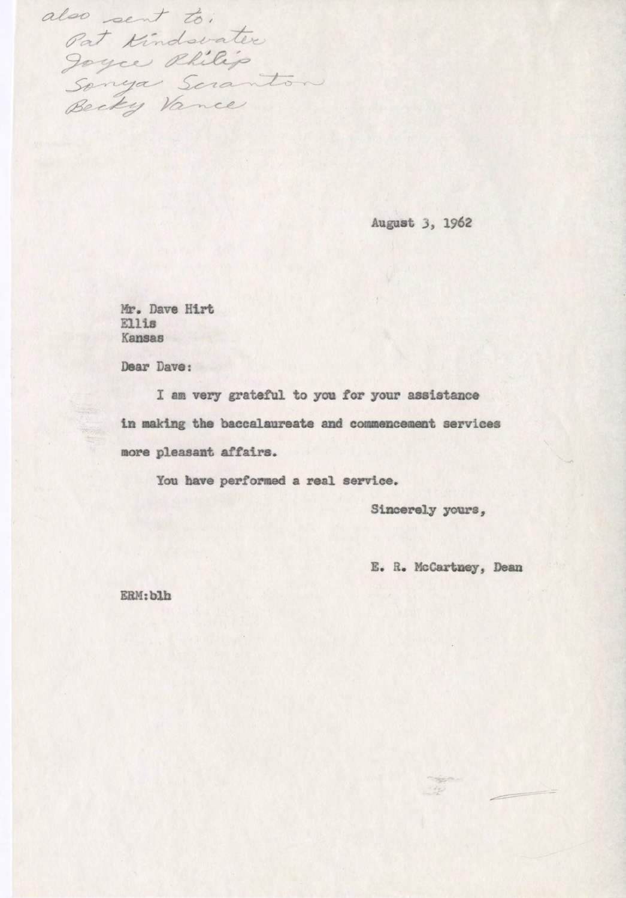also sent to:
Pat Kindsvater
Joyce Philip
Sonya Scranton
Becky Vance

August 3, 1962

Mr. Dave Hirt
Ellis
Kansas

Dear Dave:

I am very grateful to you for your assistance in making the baccalaureate and commencement services more pleasant affairs.

You have performed a real service.

Sincerely yours,

E. R. McCartney, Dean

ERM:blh